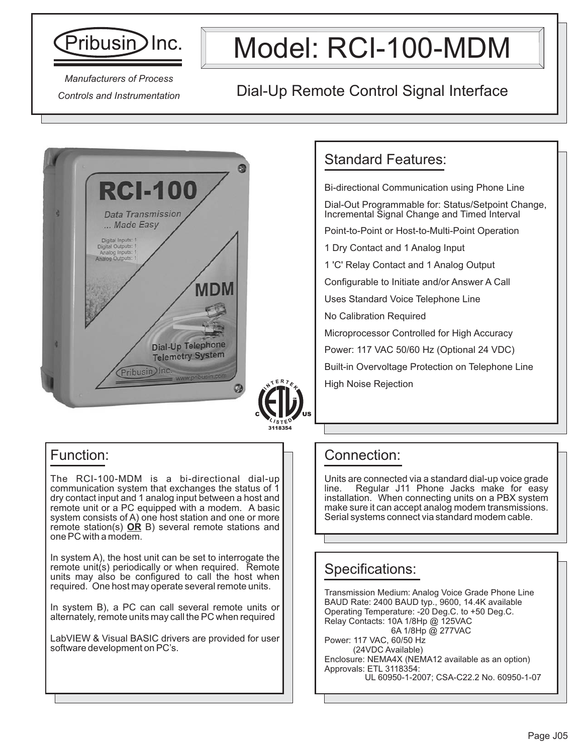# Pribusin Inc.

*Manufacturers of Process Controls and Instrumentation*

# Model: RCI-100-MDM

## Dial-Up Remote Control Signal Interface

## Standard Features:

Bi-directional Communication using Phone Line

Dial-Out Programmable for: Status/Setpoint Change, Incremental Signal Change and Timed Interval

Point-to-Point or Host-to-Multi-Point Operation

1 Dry Contact and 1 Analog Input

1 'C' Relay Contact and 1 Analog Output

Configurable to Initiate and/or Answer A Call

Uses Standard Voice Telephone Line

No Calibration Required

Microprocessor Controlled for High Accuracy

Power: 117 VAC 50/60 Hz (Optional 24 VDC)

Built-in Overvoltage Protection on Telephone Line

High Noise Rejection

3118354

## Function:

The RCI-100-MDM is a bi-directional dial-up communication system that exchanges the status of 1 dry contact input and 1 analog input between a host and remote unit or a PC equipped with a modem. A basic system consists of A) one host station and one or more remote station(s) **OR** B) several remote stations and one PC with a modem.

In system A), the host unit can be set to interrogate the remote unit(s) periodically or when required. Remote units may also be configured to call the host when required. One host may operate several remote units.

In system B), a PC can call several remote units or alternately, remote units may call the PC when required

LabVIEW & Visual BASIC drivers are provided for user software development on PC's.

## Connection:

Units are connected via a standard dial-up voice grade line. Regular J11 Phone Jacks make for easy installation. When connecting units on a PBX system make sure it can accept analog modem transmissions. Serial systems connect via standard modem cable.

## Specifications:

Transmission Medium: Analog Voice Grade Phone Line
BAUD Rate: 2400 BAUD typ., 9600, 14.4K available
Operating Temperature: -20 Deg.C. to +50 Deg.C.
Relay Contacts: 10A 1/8Hp @ 125VAC
6A 1/8Hp @ 277VAC
Power: 117 VAC, 60/50 Hz
(24VDC Available)
Enclosure: NEMA4X (NEMA12 available as an option)
Approvals: ETL 3118354:
UL 60950-1-2007; CSA-C22.2 No. 60950-1-07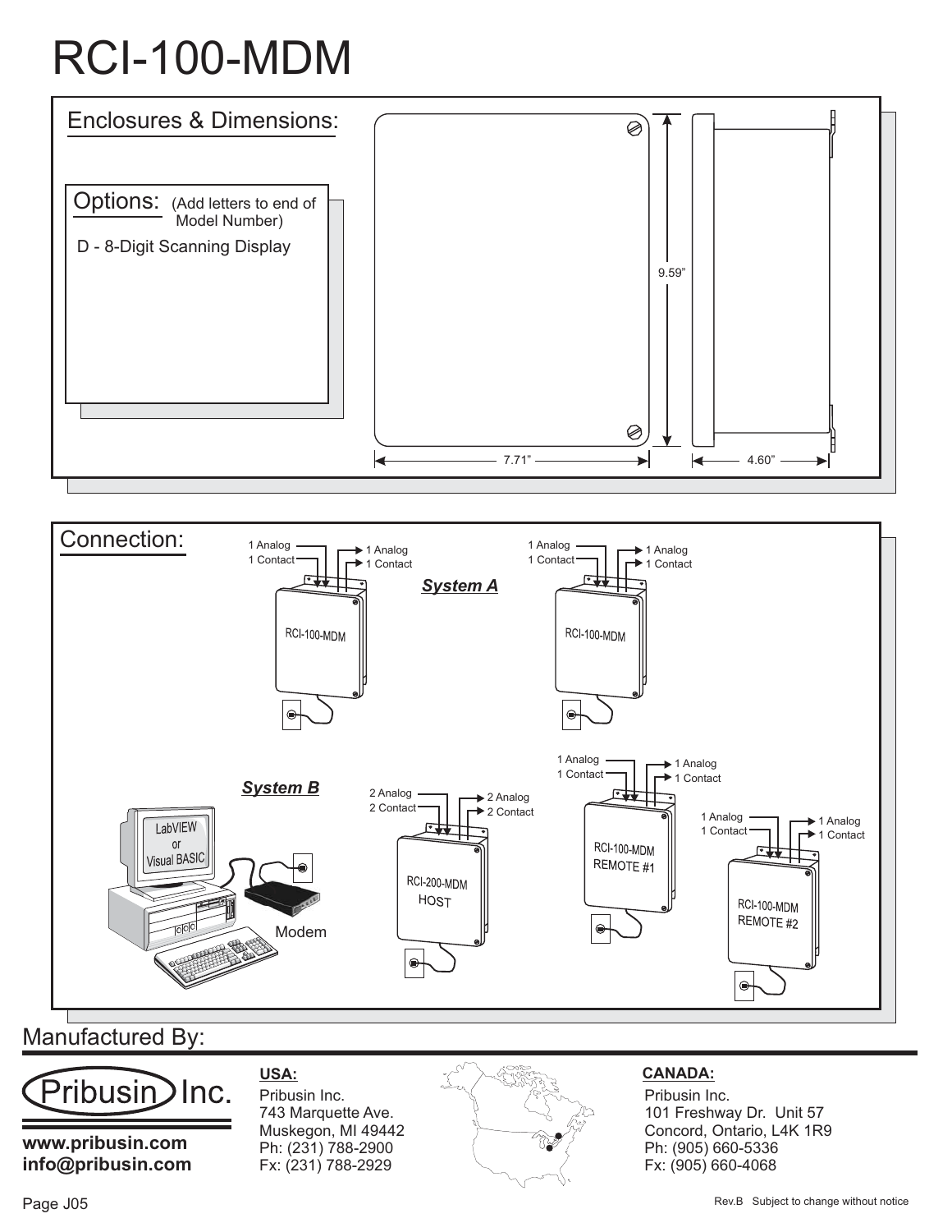# RCI-100-MDM

## Enclosures & Dimensions:

### Options: (Add letters to end of Model Number)

D - 8-Digit Scanning Display

9.59”

7.71”

4.60”

## Connection:

***System A***

1 Analog
1 Contact

1 Analog
1 Contact

RCI-100-MDM

1 Analog
1 Contact

1 Analog
1 Contact

RCI-100-MDM

***System B***

LabVIEW
or
Visual BASIC

Modem

2 Analog
2 Contact

2 Analog
2 Contact

RCI-200-MDM
HOST

1 Analog
1 Contact

1 Analog
1 Contact

RCI-100-MDM
REMOTE #1

1 Analog
1 Contact

1 Analog
1 Contact

RCI-100-MDM
REMOTE #2

## Manufactured By:

Pribusin Inc.

**www.pribusin.com**
**info@pribusin.com**

**USA:**

Pribusin Inc.
743 Marquette Ave.
Muskegon, MI 49442
Ph: (231) 788-2900
Fx: (231) 788-2929

**CANADA:**

Pribusin Inc.
101 Freshway Dr. Unit 57
Concord, Ontario, L4K 1R9
Ph: (905) 660-5336
Fx: (905) 660-4068

Rev.B Subject to change without notice